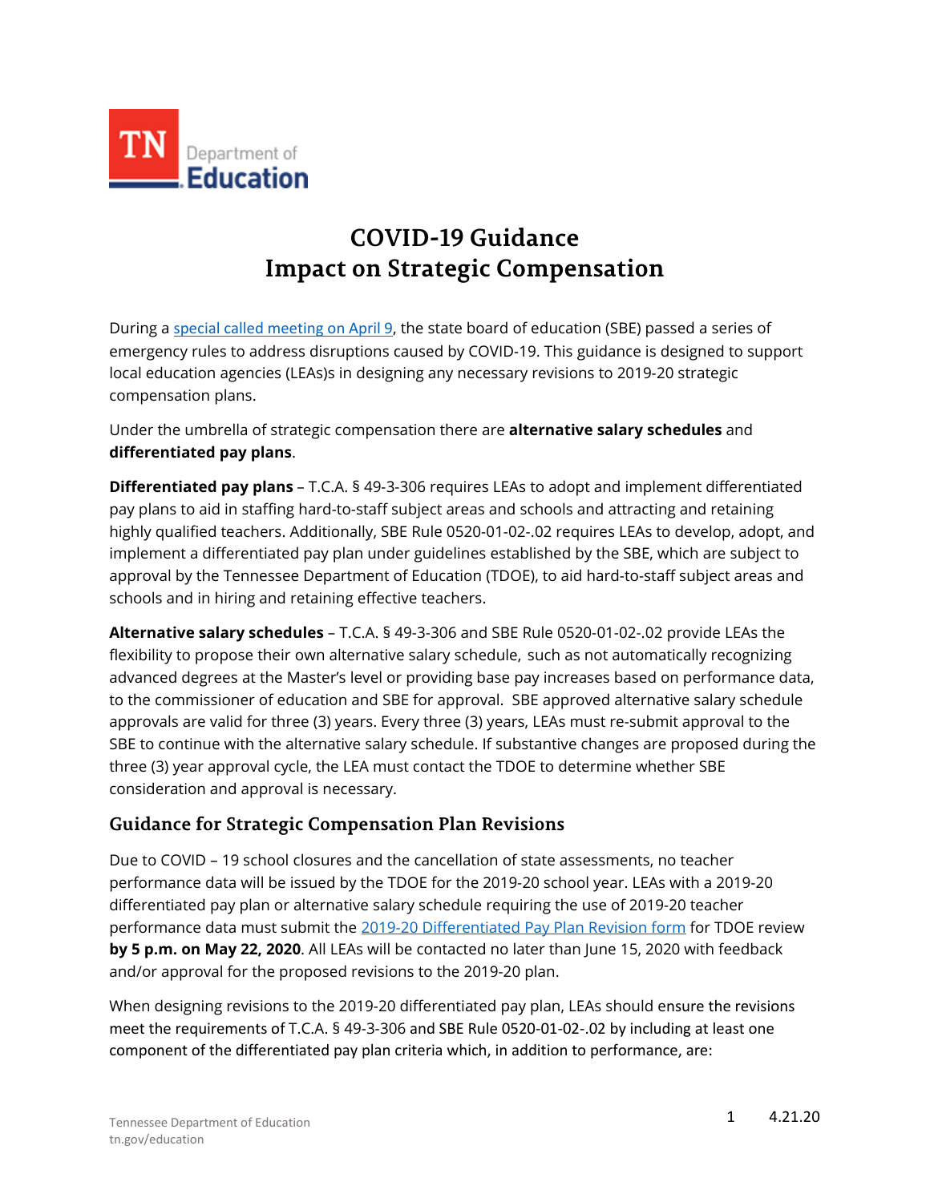# COVID-19 Guidance
# Impact on Strategic Compensation

During a special called meeting on April 9, the state board of education (SBE) passed a series of emergency rules to address disruptions caused by COVID-19. This guidance is designed to support local education agencies (LEAs)s in designing any necessary revisions to 2019-20 strategic compensation plans.

Under the umbrella of strategic compensation there are **alternative salary schedules** and **differentiated pay plans**.

**Differentiated pay plans** – T.C.A. § 49-3-306 requires LEAs to adopt and implement differentiated pay plans to aid in staffing hard-to-staff subject areas and schools and attracting and retaining highly qualified teachers. Additionally, SBE Rule 0520-01-02-.02 requires LEAs to develop, adopt, and implement a differentiated pay plan under guidelines established by the SBE, which are subject to approval by the Tennessee Department of Education (TDOE), to aid hard-to-staff subject areas and schools and in hiring and retaining effective teachers.

**Alternative salary schedules** – T.C.A. § 49-3-306 and SBE Rule 0520-01-02-.02 provide LEAs the flexibility to propose their own alternative salary schedule, such as not automatically recognizing advanced degrees at the Master's level or providing base pay increases based on performance data, to the commissioner of education and SBE for approval. SBE approved alternative salary schedule approvals are valid for three (3) years. Every three (3) years, LEAs must re-submit approval to the SBE to continue with the alternative salary schedule. If substantive changes are proposed during the three (3) year approval cycle, the LEA must contact the TDOE to determine whether SBE consideration and approval is necessary.

## Guidance for Strategic Compensation Plan Revisions

Due to COVID – 19 school closures and the cancellation of state assessments, no teacher performance data will be issued by the TDOE for the 2019-20 school year. LEAs with a 2019-20 differentiated pay plan or alternative salary schedule requiring the use of 2019-20 teacher performance data must submit the 2019-20 Differentiated Pay Plan Revision form for TDOE review **by 5 p.m. on May 22, 2020**. All LEAs will be contacted no later than June 15, 2020 with feedback and/or approval for the proposed revisions to the 2019-20 plan.

When designing revisions to the 2019-20 differentiated pay plan, LEAs should ensure the revisions meet the requirements of T.C.A. § 49-3-306 and SBE Rule 0520-01-02-.02 by including at least one component of the differentiated pay plan criteria which, in addition to performance, are: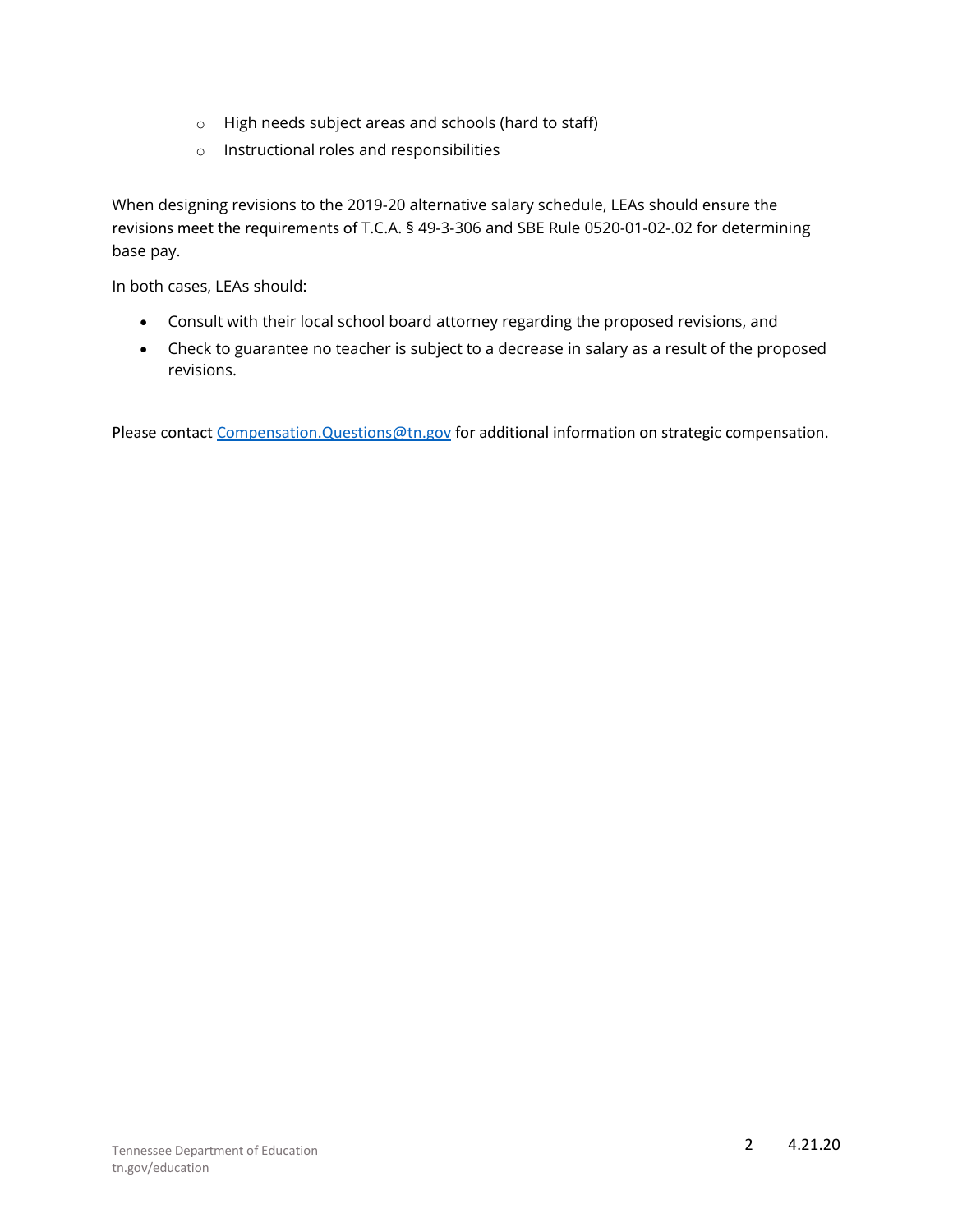- High needs subject areas and schools (hard to staff)
  - Instructional roles and responsibilities

When designing revisions to the 2019-20 alternative salary schedule, LEAs should ensure the revisions meet the requirements of T.C.A. § 49-3-306 and SBE Rule 0520-01-02-.02 for determining base pay.

In both cases, LEAs should:

- Consult with their local school board attorney regarding the proposed revisions, and
- Check to guarantee no teacher is subject to a decrease in salary as a result of the proposed revisions.

Please contact [Compensation.Questions@tn.gov](mailto:Compensation.Questions@tn.gov) for additional information on strategic compensation.